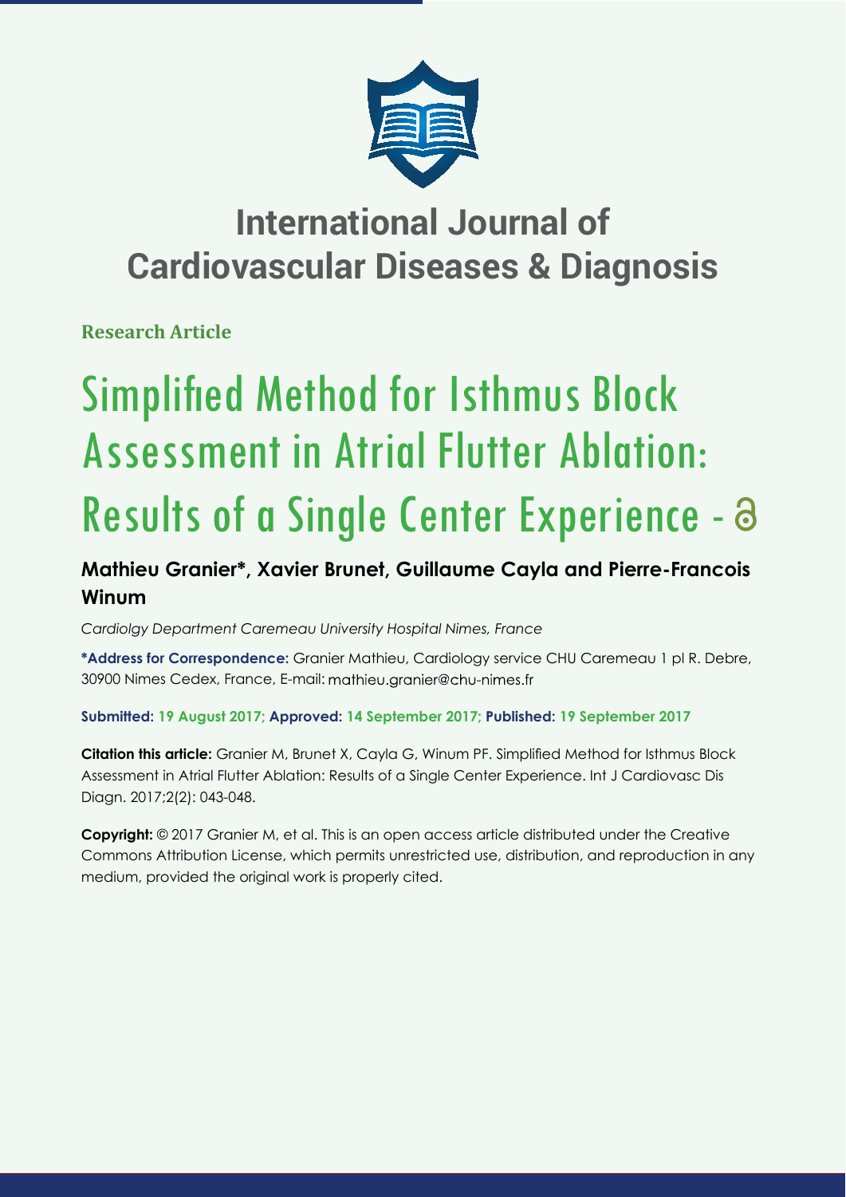# International Journal of Cardiovascular Diseases & Diagnosis

**Research Article**

# Simplified Method for Isthmus Block Assessment in Atrial Flutter Ablation: Results of a Single Center Experience

## Mathieu Granier*, Xavier Brunet, Guillaume Cayla and Pierre-Francois Winum

*Cardiolgy Department Caremeau University Hospital Nimes, France*

**\*Address for Correspondence:** Granier Mathieu, Cardiology service CHU Caremeau 1 pl R. Debre, 30900 Nimes Cedex, France, E-mail: mathieu.granier@chu-nimes.fr

**Submitted: 19 August 2017; Approved: 14 September 2017; Published: 19 September 2017**

**Citation this article:** Granier M, Brunet X, Cayla G, Winum PF. Simplified Method for Isthmus Block Assessment in Atrial Flutter Ablation: Results of a Single Center Experience. Int J Cardiovasc Dis Diagn. 2017;2(2): 043-048.

**Copyright:** © 2017 Granier M, et al. This is an open access article distributed under the Creative Commons Attribution License, which permits unrestricted use, distribution, and reproduction in any medium, provided the original work is properly cited.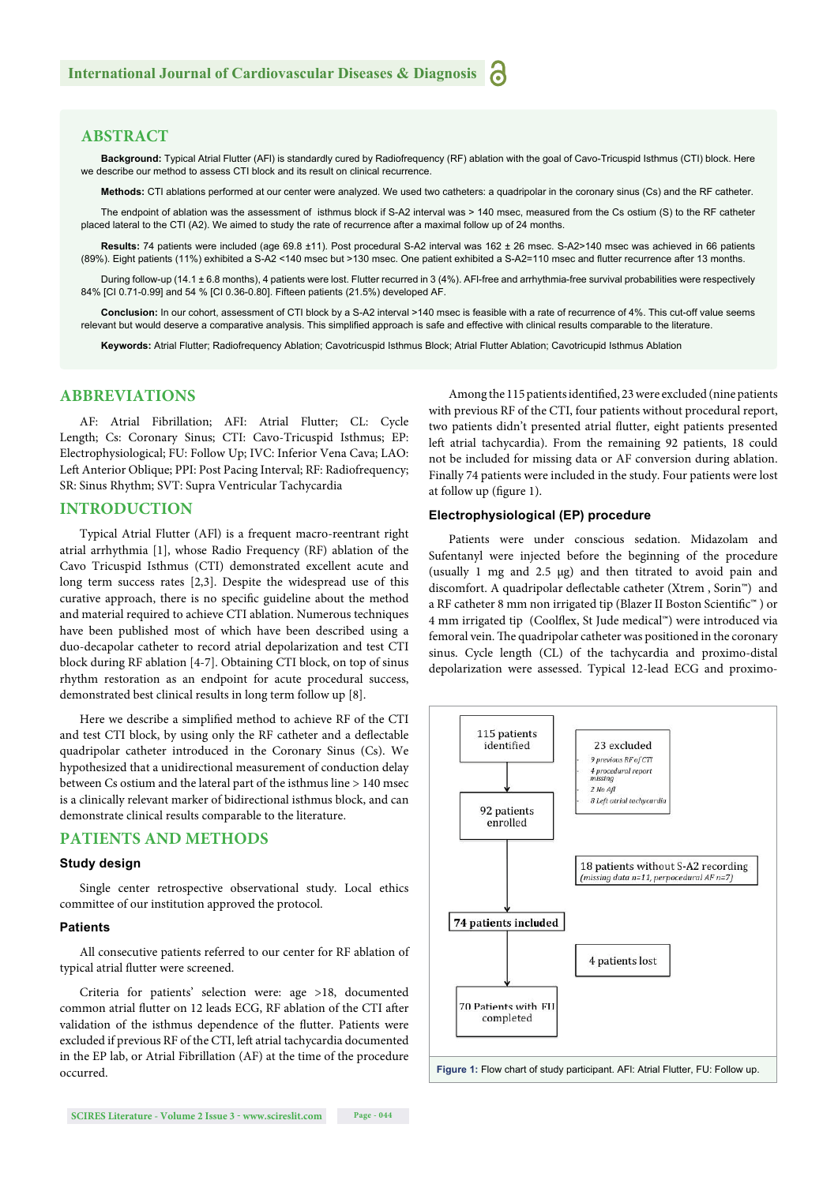## ABSTRACT

**Background:** Typical Atrial Flutter (AFl) is standardly cured by Radiofrequency (RF) ablation with the goal of Cavo-Tricuspid Isthmus (CTI) block. Here we describe our method to assess CTI block and its result on clinical recurrence.

**Methods:** CTI ablations performed at our center were analyzed. We used two catheters: a quadripolar in the coronary sinus (Cs) and the RF catheter.

The endpoint of ablation was the assessment of isthmus block if S-A2 interval was > 140 msec, measured from the Cs ostium (S) to the RF catheter placed lateral to the CTI (A2). We aimed to study the rate of recurrence after a maximal follow up of 24 months.

**Results:** 74 patients were included (age 69.8 ±11). Post procedural S-A2 interval was 162 ± 26 msec. S-A2>140 msec was achieved in 66 patients (89%). Eight patients (11%) exhibited a S-A2 <140 msec but >130 msec. One patient exhibited a S-A2=110 msec and flutter recurrence after 13 months.

During follow-up (14.1 ± 6.8 months), 4 patients were lost. Flutter recurred in 3 (4%). AFl-free and arrhythmia-free survival probabilities were respectively 84% [CI 0.71-0.99] and 54 % [CI 0.36-0.80]. Fifteen patients (21.5%) developed AF.

**Conclusion:** In our cohort, assessment of CTI block by a S-A2 interval >140 msec is feasible with a rate of recurrence of 4%. This cut-off value seems relevant but would deserve a comparative analysis. This simplified approach is safe and effective with clinical results comparable to the literature.

**Keywords:** Atrial Flutter; Radiofrequency Ablation; Cavotricuspid Isthmus Block; Atrial Flutter Ablation; Cavotricupid Isthmus Ablation

## ABBREVIATIONS

AF: Atrial Fibrillation; AFl: Atrial Flutter; CL: Cycle Length; Cs: Coronary Sinus; CTI: Cavo-Tricuspid Isthmus; EP: Electrophysiological; FU: Follow Up; IVC: Inferior Vena Cava; LAO: Left Anterior Oblique; PPI: Post Pacing Interval; RF: Radiofrequency; SR: Sinus Rhythm; SVT: Supra Ventricular Tachycardia

## INTRODUCTION

Typical Atrial Flutter (AFl) is a frequent macro-reentrant right atrial arrhythmia [1], whose Radio Frequency (RF) ablation of the Cavo Tricuspid Isthmus (CTI) demonstrated excellent acute and long term success rates [2,3]. Despite the widespread use of this curative approach, there is no specific guideline about the method and material required to achieve CTI ablation. Numerous techniques have been published most of which have been described using a duo-decapolar catheter to record atrial depolarization and test CTI block during RF ablation [4-7]. Obtaining CTI block, on top of sinus rhythm restoration as an endpoint for acute procedural success, demonstrated best clinical results in long term follow up [8].

Here we describe a simplified method to achieve RF of the CTI and test CTI block, by using only the RF catheter and a deflectable quadripolar catheter introduced in the Coronary Sinus (Cs). We hypothesized that a unidirectional measurement of conduction delay between Cs ostium and the lateral part of the isthmus line > 140 msec is a clinically relevant marker of bidirectional isthmus block, and can demonstrate clinical results comparable to the literature.

## PATIENTS AND METHODS

### Study design

Single center retrospective observational study. Local ethics committee of our institution approved the protocol.

### Patients

All consecutive patients referred to our center for RF ablation of typical atrial flutter were screened.

Criteria for patients' selection were: age >18, documented common atrial flutter on 12 leads ECG, RF ablation of the CTI after validation of the isthmus dependence of the flutter. Patients were excluded if previous RF of the CTI, left atrial tachycardia documented in the EP lab, or Atrial Fibrillation (AF) at the time of the procedure occurred.

Among the 115 patients identified, 23 were excluded (nine patients with previous RF of the CTI, four patients without procedural report, two patients didn't presented atrial flutter, eight patients presented left atrial tachycardia). From the remaining 92 patients, 18 could not be included for missing data or AF conversion during ablation. Finally 74 patients were included in the study. Four patients were lost at follow up (figure 1).

### Electrophysiological (EP) procedure

Patients were under conscious sedation. Midazolam and Sufentanyl were injected before the beginning of the procedure (usually 1 mg and 2.5 μg) and then titrated to avoid pain and discomfort. A quadripolar deflectable catheter (Xtrem , Sorin™) and a RF catheter 8 mm non irrigated tip (Blazer II Boston Scientific™ ) or 4 mm irrigated tip (Coolflex, St Jude medical™) were introduced via femoral vein. The quadripolar catheter was positioned in the coronary sinus. Cycle length (CL) of the tachycardia and proximo-distal depolarization were assessed. Typical 12-lead ECG and proximo-

115 patients identified → 92 patients enrolled → 74 patients included → 70 Patients with FU completed

23 excluded
- 9 previous RF of CTI
- 4 procedural report missing
- 2 No AFl
- 8 Left atrial tachycardia

18 patients without S-A2 recording (missing data n=11, perpocedural AF n=7)

4 patients lost

**Figure 1:** Flow chart of study participant. AFl: Atrial Flutter, FU: Follow up.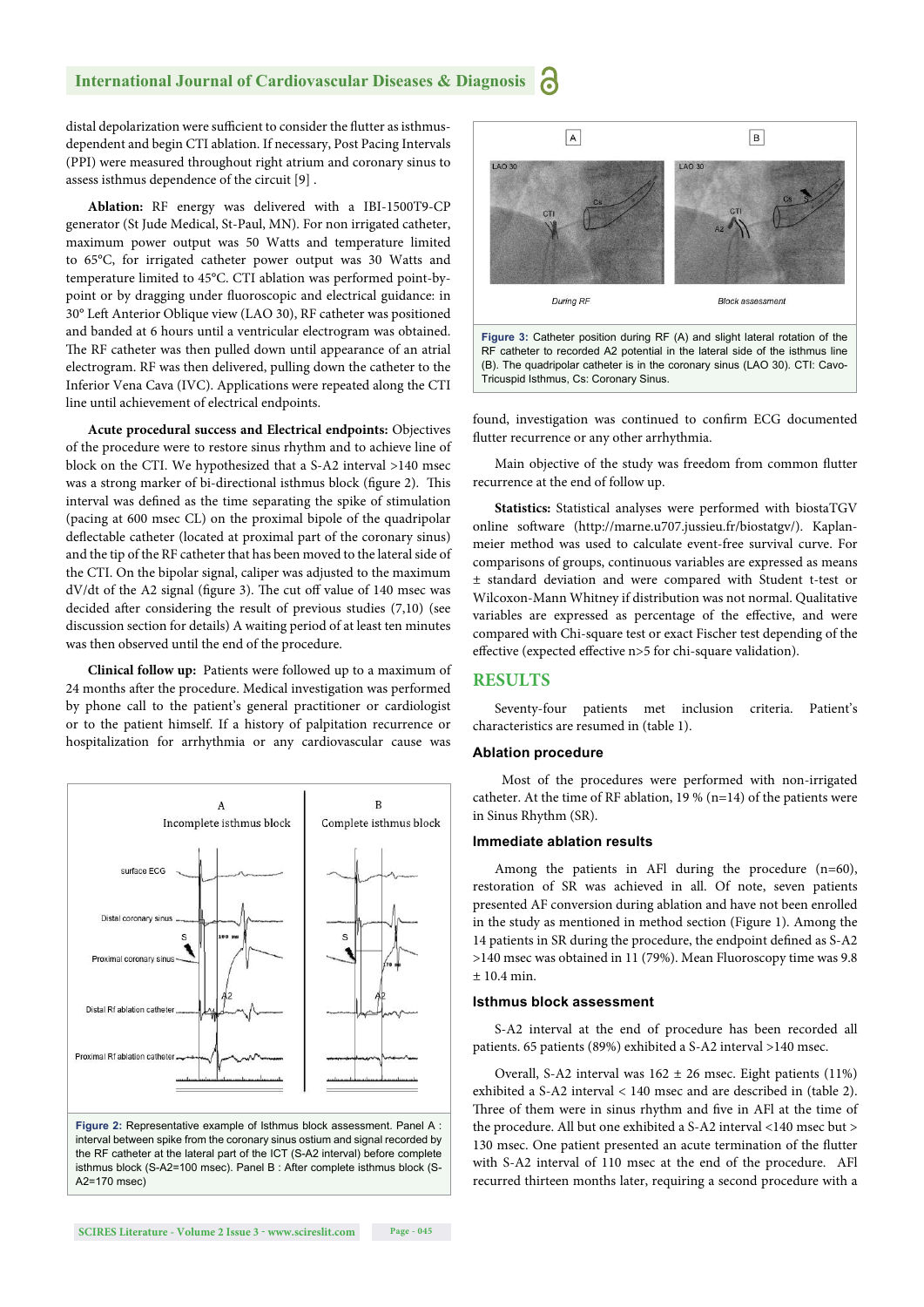distal depolarization were sufficient to consider the flutter as isthmus-dependent and begin CTI ablation. If necessary, Post Pacing Intervals (PPI) were measured throughout right atrium and coronary sinus to assess isthmus dependence of the circuit [9] .

**Ablation:** RF energy was delivered with a IBI-1500T9-CP generator (St Jude Medical, St-Paul, MN). For non irrigated catheter, maximum power output was 50 Watts and temperature limited to 65°C, for irrigated catheter power output was 30 Watts and temperature limited to 45°C. CTI ablation was performed point-by-point or by dragging under fluoroscopic and electrical guidance: in 30° Left Anterior Oblique view (LAO 30), RF catheter was positioned and banded at 6 hours until a ventricular electrogram was obtained. The RF catheter was then pulled down until appearance of an atrial electrogram. RF was then delivered, pulling down the catheter to the Inferior Vena Cava (IVC). Applications were repeated along the CTI line until achievement of electrical endpoints.

**Acute procedural success and Electrical endpoints:** Objectives of the procedure were to restore sinus rhythm and to achieve line of block on the CTI. We hypothesized that a S-A2 interval >140 msec was a strong marker of bi-directional isthmus block (figure 2). This interval was defined as the time separating the spike of stimulation (pacing at 600 msec CL) on the proximal bipole of the quadripolar deflectable catheter (located at proximal part of the coronary sinus) and the tip of the RF catheter that has been moved to the lateral side of the CTI. On the bipolar signal, caliper was adjusted to the maximum dV/dt of the A2 signal (figure 3). The cut off value of 140 msec was decided after considering the result of previous studies (7,10) (see discussion section for details) A waiting period of at least ten minutes was then observed until the end of the procedure.

**Clinical follow up:** Patients were followed up to a maximum of 24 months after the procedure. Medical investigation was performed by phone call to the patient's general practitioner or cardiologist or to the patient himself. If a history of palpitation recurrence or hospitalization for arrhythmia or any cardiovascular cause was found, investigation was continued to confirm ECG documented flutter recurrence or any other arrhythmia.

Figure 2: Representative example of Isthmus block assessment. Panel A : interval between spike from the coronary sinus ostium and signal recorded by the RF catheter at the lateral part of the ICT (S-A2 interval) before complete isthmus block (S-A2=100 msec). Panel B : After complete isthmus block (S-A2=170 msec)

Figure 3: Catheter position during RF (A) and slight lateral rotation of the RF catheter to recorded A2 potential in the lateral side of the isthmus line (B). The quadripolar catheter is in the coronary sinus (LAO 30). CTI: Cavo-Tricuspid Isthmus, Cs: Coronary Sinus.

Main objective of the study was freedom from common flutter recurrence at the end of follow up.

**Statistics:** Statistical analyses were performed with biostaTGV online software (http://marne.u707.jussieu.fr/biostatgv/). Kaplan-meier method was used to calculate event-free survival curve. For comparisons of groups, continuous variables are expressed as means ± standard deviation and were compared with Student t-test or Wilcoxon-Mann Whitney if distribution was not normal. Qualitative variables are expressed as percentage of the effective, and were compared with Chi-square test or exact Fischer test depending of the effective (expected effective n>5 for chi-square validation).

## RESULTS

Seventy-four patients met inclusion criteria. Patient's characteristics are resumed in (table 1).

### Ablation procedure

Most of the procedures were performed with non-irrigated catheter. At the time of RF ablation, 19 % (n=14) of the patients were in Sinus Rhythm (SR).

### Immediate ablation results

Among the patients in AFl during the procedure (n=60), restoration of SR was achieved in all. Of note, seven patients presented AF conversion during ablation and have not been enrolled in the study as mentioned in method section (Figure 1). Among the 14 patients in SR during the procedure, the endpoint defined as S-A2 >140 msec was obtained in 11 (79%). Mean Fluoroscopy time was 9.8 ± 10.4 min.

### Isthmus block assessment

S-A2 interval at the end of procedure has been recorded all patients. 65 patients (89%) exhibited a S-A2 interval >140 msec.

Overall, S-A2 interval was 162 ± 26 msec. Eight patients (11%) exhibited a S-A2 interval < 140 msec and are described in (table 2). Three of them were in sinus rhythm and five in AFl at the time of the procedure. All but one exhibited a S-A2 interval <140 msec but > 130 msec. One patient presented an acute termination of the flutter with S-A2 interval of 110 msec at the end of the procedure. AFl recurred thirteen months later, requiring a second procedure with a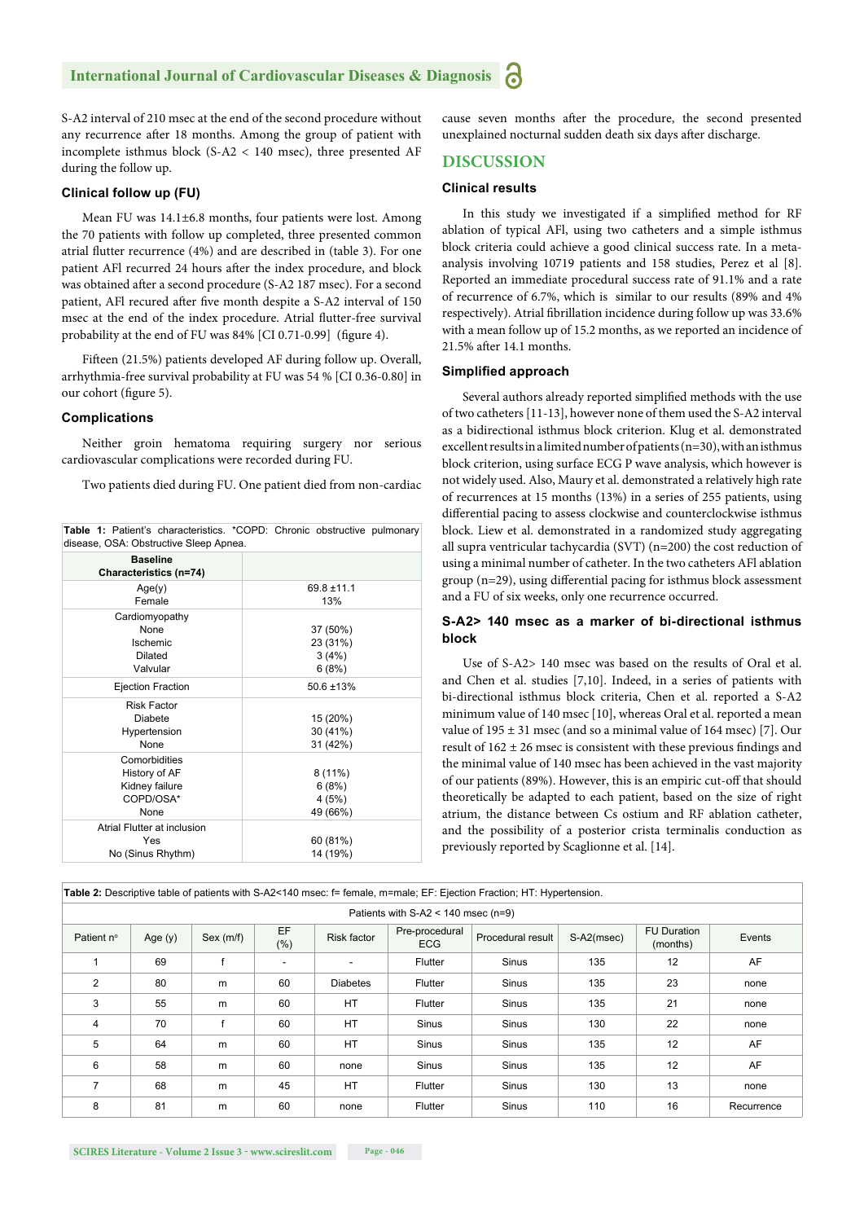S-A2 interval of 210 msec at the end of the second procedure without any recurrence after 18 months. Among the group of patient with incomplete isthmus block (S-A2 < 140 msec), three presented AF during the follow up.

### Clinical follow up (FU)

Mean FU was 14.1±6.8 months, four patients were lost. Among the 70 patients with follow up completed, three presented common atrial flutter recurrence (4%) and are described in (table 3). For one patient AFl recurred 24 hours after the index procedure, and block was obtained after a second procedure (S-A2 187 msec). For a second patient, AFl recured after five month despite a S-A2 interval of 150 msec at the end of the index procedure. Atrial flutter-free survival probability at the end of FU was 84% [CI 0.71-0.99] (figure 4).

Fifteen (21.5%) patients developed AF during follow up. Overall, arrhythmia-free survival probability at FU was 54 % [CI 0.36-0.80] in our cohort (figure 5).

### Complications

Neither groin hematoma requiring surgery nor serious cardiovascular complications were recorded during FU.

Two patients died during FU. One patient died from non-cardiac cause seven months after the procedure, the second presented unexplained nocturnal sudden death six days after discharge.

**Table 1:** Patient's characteristics. *COPD: Chronic obstructive pulmonary disease, OSA: Obstructive Sleep Apnea.

| Baseline Characteristics (n=74) | |
|---|---|
| Age(y)<br>Female | 69.8 ±11.1<br>13% |
| Cardiomyopathy<br>None<br>Ischemic<br>Dilated<br>Valvular | <br>37 (50%)<br>23 (31%)<br>3 (4%)<br>6 (8%) |
| Ejection Fraction | 50.6 ±13% |
| Risk Factor<br>Diabete<br>Hypertension<br>None | <br>15 (20%)<br>30 (41%)<br>31 (42%) |
| Comorbidities<br>History of AF<br>Kidney failure<br>COPD/OSA*<br>None | <br>8 (11%)<br>6 (8%)<br>4 (5%)<br>49 (66%) |
| Atrial Flutter at inclusion<br>Yes<br>No (Sinus Rhythm) | <br>60 (81%)<br>14 (19%) |

## DISCUSSION

### Clinical results

In this study we investigated if a simplified method for RF ablation of typical AFl, using two catheters and a simple isthmus block criteria could achieve a good clinical success rate. In a meta-analysis involving 10719 patients and 158 studies, Perez et al [8]. Reported an immediate procedural success rate of 91.1% and a rate of recurrence of 6.7%, which is similar to our results (89% and 4% respectively). Atrial fibrillation incidence during follow up was 33.6% with a mean follow up of 15.2 months, as we reported an incidence of 21.5% after 14.1 months.

### Simplified approach

Several authors already reported simplified methods with the use of two catheters [11-13], however none of them used the S-A2 interval as a bidirectional isthmus block criterion. Klug et al. demonstrated excellent results in a limited number of patients (n=30), with an isthmus block criterion, using surface ECG P wave analysis, which however is not widely used. Also, Maury et al. demonstrated a relatively high rate of recurrences at 15 months (13%) in a series of 255 patients, using differential pacing to assess clockwise and counterclockwise isthmus block. Liew et al. demonstrated in a randomized study aggregating all supra ventricular tachycardia (SVT) (n=200) the cost reduction of using a minimal number of catheter. In the two catheters AFl ablation group (n=29), using differential pacing for isthmus block assessment and a FU of six weeks, only one recurrence occurred.

### S-A2> 140 msec as a marker of bi-directional isthmus block

Use of S-A2> 140 msec was based on the results of Oral et al. and Chen et al. studies [7,10]. Indeed, in a series of patients with bi-directional isthmus block criteria, Chen et al. reported a S-A2 minimum value of 140 msec [10], whereas Oral et al. reported a mean value of 195 ± 31 msec (and so a minimal value of 164 msec) [7]. Our result of 162 ± 26 msec is consistent with these previous findings and the minimal value of 140 msec has been achieved in the vast majority of our patients (89%). However, this is an empiric cut-off that should theoretically be adapted to each patient, based on the size of right atrium, the distance between Cs ostium and RF ablation catheter, and the possibility of a posterior crista terminalis conduction as previously reported by Scaglionne et al. [14].

**Table 2:** Descriptive table of patients with S-A2<140 msec: f= female, m=male; EF: Ejection Fraction; HT: Hypertension.

| Patients with S-A2 < 140 msec (n=9) | | | | | | | | | |
|---|---|---|---|---|---|---|---|---|---|
| Patient n° | Age (y) | Sex (m/f) | EF (%) | Risk factor | Pre-procedural ECG | Procedural result | S-A2(msec) | FU Duration (months) | Events |
| 1 | 69 | f | - | - | Flutter | Sinus | 135 | 12 | AF |
| 2 | 80 | m | 60 | Diabetes | Flutter | Sinus | 135 | 23 | none |
| 3 | 55 | m | 60 | HT | Flutter | Sinus | 135 | 21 | none |
| 4 | 70 | f | 60 | HT | Sinus | Sinus | 130 | 22 | none |
| 5 | 64 | m | 60 | HT | Sinus | Sinus | 135 | 12 | AF |
| 6 | 58 | m | 60 | none | Sinus | Sinus | 135 | 12 | AF |
| 7 | 68 | m | 45 | HT | Flutter | Sinus | 130 | 13 | none |
| 8 | 81 | m | 60 | none | Flutter | Sinus | 110 | 16 | Recurrence |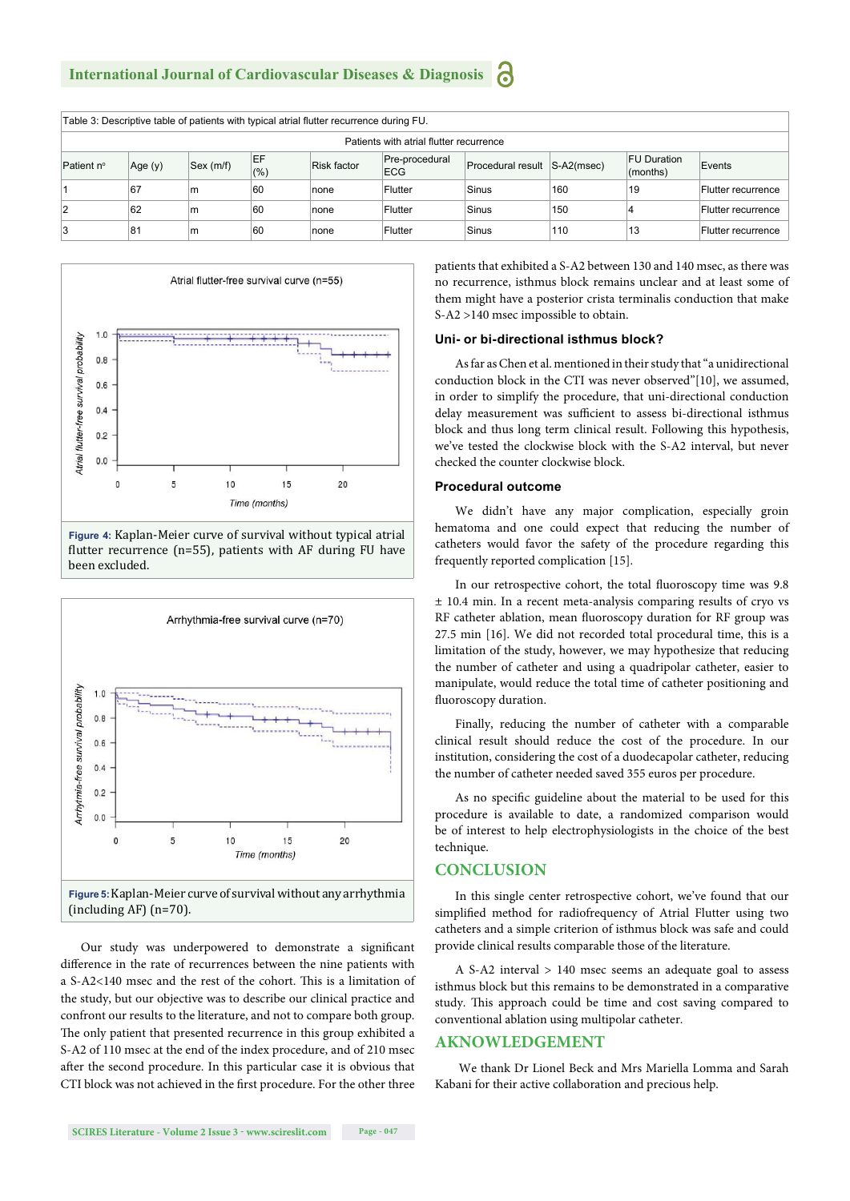Table 3: Descriptive table of patients with typical atrial flutter recurrence during FU.

| Patients with atrial flutter recurrence | | | | | | | | | |
|---|---|---|---|---|---|---|---|---|---|
| Patient n° | Age (y) | Sex (m/f) | EF (%) | Risk factor | Pre-procedural ECG | Procedural result | S-A2(msec) | FU Duration (months) | Events |
| 1 | 67 | m | 60 | none | Flutter | Sinus | 160 | 19 | Flutter recurrence |
| 2 | 62 | m | 60 | none | Flutter | Sinus | 150 | 4 | Flutter recurrence |
| 3 | 81 | m | 60 | none | Flutter | Sinus | 110 | 13 | Flutter recurrence |

**Figure 4:** Kaplan-Meier curve of survival without typical atrial flutter recurrence (n=55), patients with AF during FU have been excluded.

**Figure 5:** Kaplan-Meier curve of survival without any arrhythmia (including AF) (n=70).

Our study was underpowered to demonstrate a significant difference in the rate of recurrences between the nine patients with a S-A2<140 msec and the rest of the cohort. This is a limitation of the study, but our objective was to describe our clinical practice and confront our results to the literature, and not to compare both group. The only patient that presented recurrence in this group exhibited a S-A2 of 110 msec at the end of the index procedure, and of 210 msec after the second procedure. In this particular case it is obvious that CTI block was not achieved in the first procedure. For the other three patients that exhibited a S-A2 between 130 and 140 msec, as there was no recurrence, isthmus block remains unclear and at least some of them might have a posterior crista terminalis conduction that make S-A2 >140 msec impossible to obtain.

### Uni- or bi-directional isthmus block?

As far as Chen et al. mentioned in their study that "a unidirectional conduction block in the CTI was never observed"[10], we assumed, in order to simplify the procedure, that uni-directional conduction delay measurement was sufficient to assess bi-directional isthmus block and thus long term clinical result. Following this hypothesis, we've tested the clockwise block with the S-A2 interval, but never checked the counter clockwise block.

### Procedural outcome

We didn't have any major complication, especially groin hematoma and one could expect that reducing the number of catheters would favor the safety of the procedure regarding this frequently reported complication [15].

In our retrospective cohort, the total fluoroscopy time was 9.8 ± 10.4 min. In a recent meta-analysis comparing results of cryo vs RF catheter ablation, mean fluoroscopy duration for RF group was 27.5 min [16]. We did not recorded total procedural time, this is a limitation of the study, however, we may hypothesize that reducing the number of catheter and using a quadripolar catheter, easier to manipulate, would reduce the total time of catheter positioning and fluoroscopy duration.

Finally, reducing the number of catheter with a comparable clinical result should reduce the cost of the procedure. In our institution, considering the cost of a duodecapolar catheter, reducing the number of catheter needed saved 355 euros per procedure.

As no specific guideline about the material to be used for this procedure is available to date, a randomized comparison would be of interest to help electrophysiologists in the choice of the best technique.

## CONCLUSION

In this single center retrospective cohort, we've found that our simplified method for radiofrequency of Atrial Flutter using two catheters and a simple criterion of isthmus block was safe and could provide clinical results comparable those of the literature.

A S-A2 interval > 140 msec seems an adequate goal to assess isthmus block but this remains to be demonstrated in a comparative study. This approach could be time and cost saving compared to conventional ablation using multipolar catheter.

## AKNOWLEDGEMENT

We thank Dr Lionel Beck and Mrs Mariella Lomma and Sarah Kabani for their active collaboration and precious help.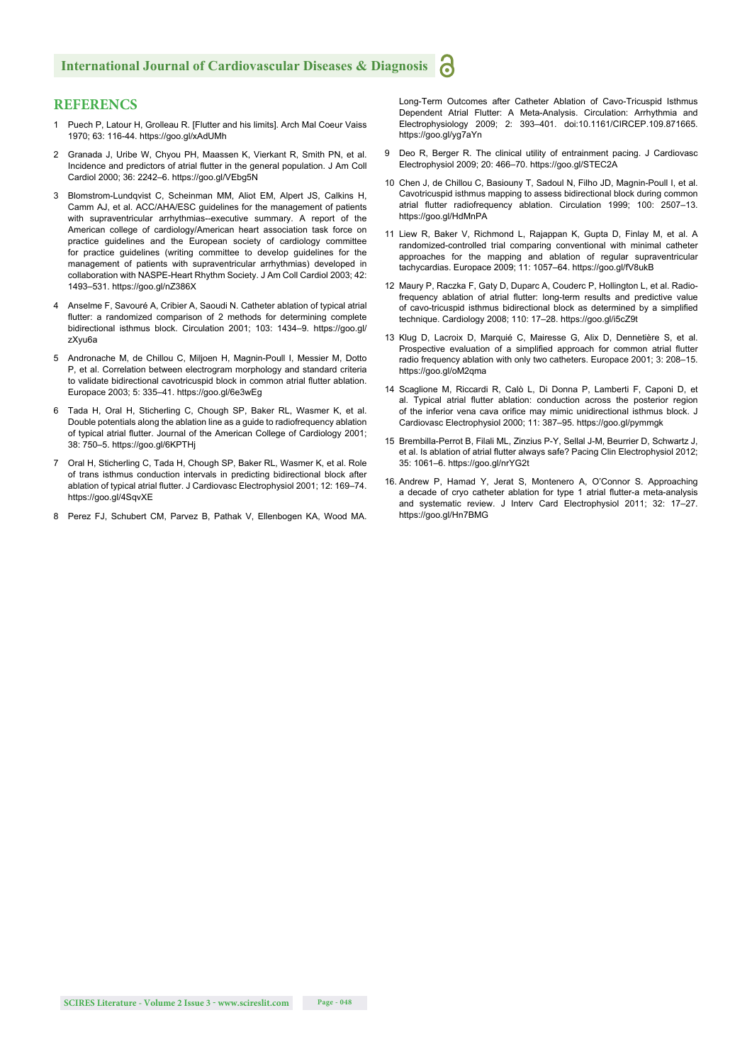## REFERENCS

1. Puech P, Latour H, Grolleau R. [Flutter and his limits]. Arch Mal Coeur Vaiss 1970; 63: 116-44. https://goo.gl/xAdUMh
2. Granada J, Uribe W, Chyou PH, Maassen K, Vierkant R, Smith PN, et al. Incidence and predictors of atrial flutter in the general population. J Am Coll Cardiol 2000; 36: 2242–6. https://goo.gl/VEbg5N
3. Blomstrom-Lundqvist C, Scheinman MM, Aliot EM, Alpert JS, Calkins H, Camm AJ, et al. ACC/AHA/ESC guidelines for the management of patients with supraventricular arrhythmias--executive summary. A report of the American college of cardiology/American heart association task force on practice guidelines and the European society of cardiology committee for practice guidelines (writing committee to develop guidelines for the management of patients with supraventricular arrhythmias) developed in collaboration with NASPE-Heart Rhythm Society. J Am Coll Cardiol 2003; 42: 1493–531. https://goo.gl/nZ386X
4. Anselme F, Savouré A, Cribier A, Saoudi N. Catheter ablation of typical atrial flutter: a randomized comparison of 2 methods for determining complete bidirectional isthmus block. Circulation 2001; 103: 1434–9. https://goo.gl/zXyu6a
5. Andronache M, de Chillou C, Miljoen H, Magnin-Poull I, Messier M, Dotto P, et al. Correlation between electrogram morphology and standard criteria to validate bidirectional cavotricuspid block in common atrial flutter ablation. Europace 2003; 5: 335–41. https://goo.gl/6e3wEg
6. Tada H, Oral H, Sticherling C, Chough SP, Baker RL, Wasmer K, et al. Double potentials along the ablation line as a guide to radiofrequency ablation of typical atrial flutter. Journal of the American College of Cardiology 2001; 38: 750–5. https://goo.gl/6KPTHj
7. Oral H, Sticherling C, Tada H, Chough SP, Baker RL, Wasmer K, et al. Role of trans isthmus conduction intervals in predicting bidirectional block after ablation of typical atrial flutter. J Cardiovasc Electrophysiol 2001; 12: 169–74. https://goo.gl/4SqvXE
8. Perez FJ, Schubert CM, Parvez B, Pathak V, Ellenbogen KA, Wood MA. Long-Term Outcomes after Catheter Ablation of Cavo-Tricuspid Isthmus Dependent Atrial Flutter: A Meta-Analysis. Circulation: Arrhythmia and Electrophysiology 2009; 2: 393–401. doi:10.1161/CIRCEP.109.871665. https://goo.gl/yg7aYn
9. Deo R, Berger R. The clinical utility of entrainment pacing. J Cardiovasc Electrophysiol 2009; 20: 466–70. https://goo.gl/STEC2A
10. Chen J, de Chillou C, Basiouny T, Sadoul N, Filho JD, Magnin-Poull I, et al. Cavotricuspid isthmus mapping to assess bidirectional block during common atrial flutter radiofrequency ablation. Circulation 1999; 100: 2507–13. https://goo.gl/HdMnPA
11. Liew R, Baker V, Richmond L, Rajappan K, Gupta D, Finlay M, et al. A randomized-controlled trial comparing conventional with minimal catheter approaches for the mapping and ablation of regular supraventricular tachycardias. Europace 2009; 11: 1057–64. https://goo.gl/fV8ukB
12. Maury P, Raczka F, Gaty D, Duparc A, Couderc P, Hollington L, et al. Radio-frequency ablation of atrial flutter: long-term results and predictive value of cavo-tricuspid isthmus bidirectional block as determined by a simplified technique. Cardiology 2008; 110: 17–28. https://goo.gl/i5cZ9t
13. Klug D, Lacroix D, Marquié C, Mairesse G, Alix D, Dennetière S, et al. Prospective evaluation of a simplified approach for common atrial flutter radio frequency ablation with only two catheters. Europace 2001; 3: 208–15. https://goo.gl/oM2qma
14. Scaglione M, Riccardi R, Calò L, Di Donna P, Lamberti F, Caponi D, et al. Typical atrial flutter ablation: conduction across the posterior region of the inferior vena cava orifice may mimic unidirectional isthmus block. J Cardiovasc Electrophysiol 2000; 11: 387–95. https://goo.gl/pymmgk
15. Brembilla-Perrot B, Filali ML, Zinzius P-Y, Sellal J-M, Beurrier D, Schwartz J, et al. Is ablation of atrial flutter always safe? Pacing Clin Electrophysiol 2012; 35: 1061–6. https://goo.gl/nrYG2t
16. Andrew P, Hamad Y, Jerat S, Montenero A, O'Connor S. Approaching a decade of cryo catheter ablation for type 1 atrial flutter-a meta-analysis and systematic review. J Interv Card Electrophysiol 2011; 32: 17–27. https://goo.gl/Hn7BMG